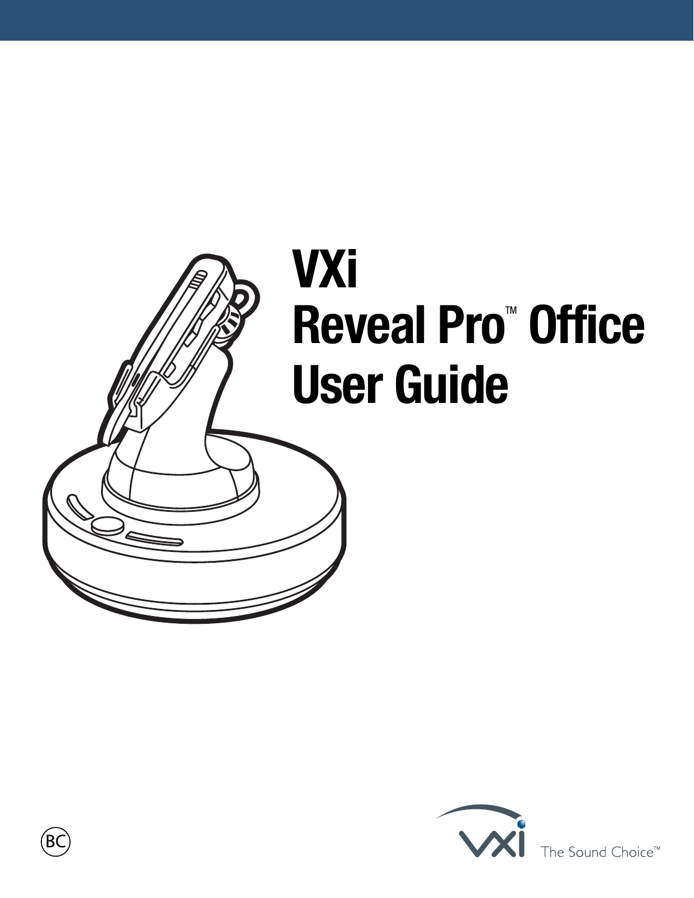# VXi Reveal Pro™ Office User Guide

BC

The Sound Choice™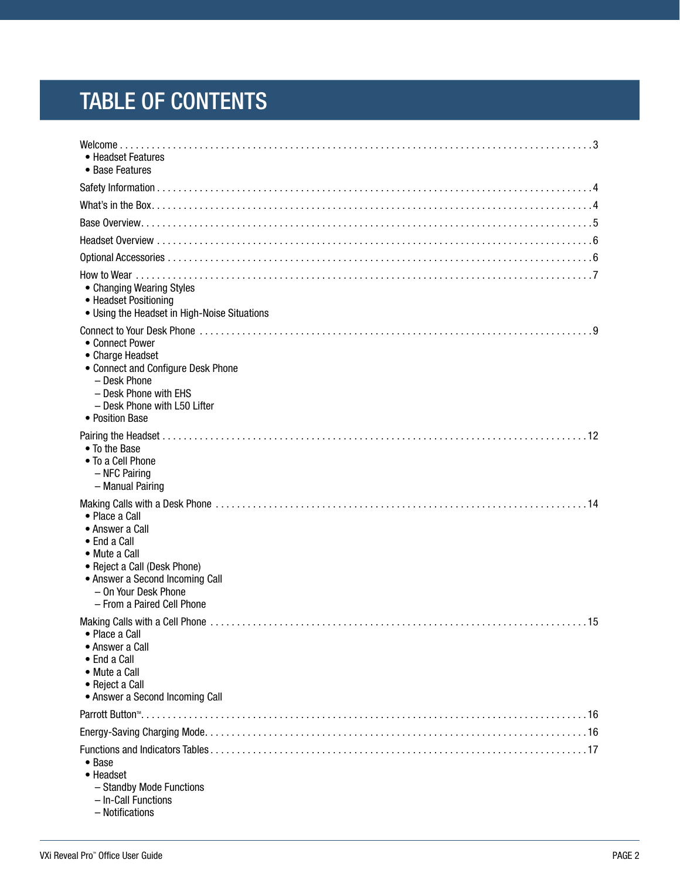# TABLE OF CONTENTS

Welcome . . . . . . . . . . . . . . . . . . . . . . . . . . . . . . . . . . . . . . . . . . . . . . . . . . . . . . . . . . . . . . . . . . . . . . . . . . . . . . . . 3
- Headset Features
- Base Features

Safety Information . . . . . . . . . . . . . . . . . . . . . . . . . . . . . . . . . . . . . . . . . . . . . . . . . . . . . . . . . . . . . . . . . . . . . . . . . . . . 4

What's in the Box . . . . . . . . . . . . . . . . . . . . . . . . . . . . . . . . . . . . . . . . . . . . . . . . . . . . . . . . . . . . . . . . . . . . . . . . . . . . . 4

Base Overview . . . . . . . . . . . . . . . . . . . . . . . . . . . . . . . . . . . . . . . . . . . . . . . . . . . . . . . . . . . . . . . . . . . . . . . . . . . . . . . 5

Headset Overview . . . . . . . . . . . . . . . . . . . . . . . . . . . . . . . . . . . . . . . . . . . . . . . . . . . . . . . . . . . . . . . . . . . . . . . . . . . . . 6

Optional Accessories . . . . . . . . . . . . . . . . . . . . . . . . . . . . . . . . . . . . . . . . . . . . . . . . . . . . . . . . . . . . . . . . . . . . . . . . . . 6

How to Wear . . . . . . . . . . . . . . . . . . . . . . . . . . . . . . . . . . . . . . . . . . . . . . . . . . . . . . . . . . . . . . . . . . . . . . . . . . . . . . . . 7
- Changing Wearing Styles
- Headset Positioning
- Using the Headset in High-Noise Situations

Connect to Your Desk Phone . . . . . . . . . . . . . . . . . . . . . . . . . . . . . . . . . . . . . . . . . . . . . . . . . . . . . . . . . . . . . . . . . . . 9
- Connect Power
- Charge Headset
- Connect and Configure Desk Phone
  - Desk Phone
  - Desk Phone with EHS
  - Desk Phone with L50 Lifter
- Position Base

Pairing the Headset . . . . . . . . . . . . . . . . . . . . . . . . . . . . . . . . . . . . . . . . . . . . . . . . . . . . . . . . . . . . . . . . . . . . . . . . . 12
- To the Base
- To a Cell Phone
  - NFC Pairing
  - Manual Pairing

Making Calls with a Desk Phone . . . . . . . . . . . . . . . . . . . . . . . . . . . . . . . . . . . . . . . . . . . . . . . . . . . . . . . . . . . . . 14
- Place a Call
- Answer a Call
- End a Call
- Mute a Call
- Reject a Call (Desk Phone)
- Answer a Second Incoming Call
  - On Your Desk Phone
  - From a Paired Cell Phone

Making Calls with a Cell Phone . . . . . . . . . . . . . . . . . . . . . . . . . . . . . . . . . . . . . . . . . . . . . . . . . . . . . . . . . . . . . . 15
- Place a Call
- Answer a Call
- End a Call
- Mute a Call
- Reject a Call
- Answer a Second Incoming Call

Parrott Button™ . . . . . . . . . . . . . . . . . . . . . . . . . . . . . . . . . . . . . . . . . . . . . . . . . . . . . . . . . . . . . . . . . . . . . . . . . . . . . 16

Energy-Saving Charging Mode . . . . . . . . . . . . . . . . . . . . . . . . . . . . . . . . . . . . . . . . . . . . . . . . . . . . . . . . . . . . . . . 16

Functions and Indicators Tables . . . . . . . . . . . . . . . . . . . . . . . . . . . . . . . . . . . . . . . . . . . . . . . . . . . . . . . . . . . . . 17
- Base
- Headset
  - Standby Mode Functions
  - In-Call Functions
  - Notifications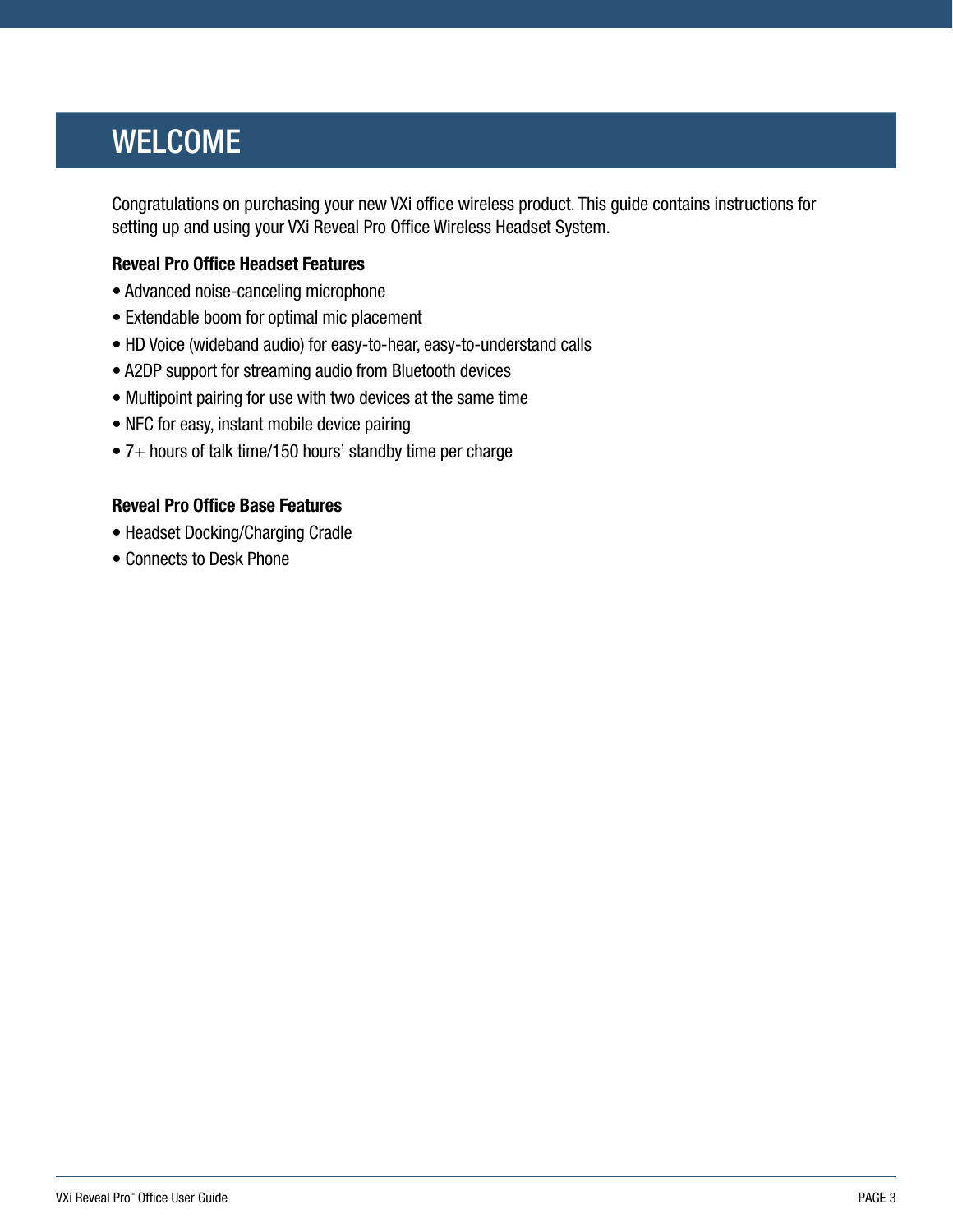# WELCOME

Congratulations on purchasing your new VXi office wireless product. This guide contains instructions for setting up and using your VXi Reveal Pro Office Wireless Headset System.

**Reveal Pro Office Headset Features**

- Advanced noise-canceling microphone
- Extendable boom for optimal mic placement
- HD Voice (wideband audio) for easy-to-hear, easy-to-understand calls
- A2DP support for streaming audio from Bluetooth devices
- Multipoint pairing for use with two devices at the same time
- NFC for easy, instant mobile device pairing
- 7+ hours of talk time/150 hours' standby time per charge

**Reveal Pro Office Base Features**

- Headset Docking/Charging Cradle
- Connects to Desk Phone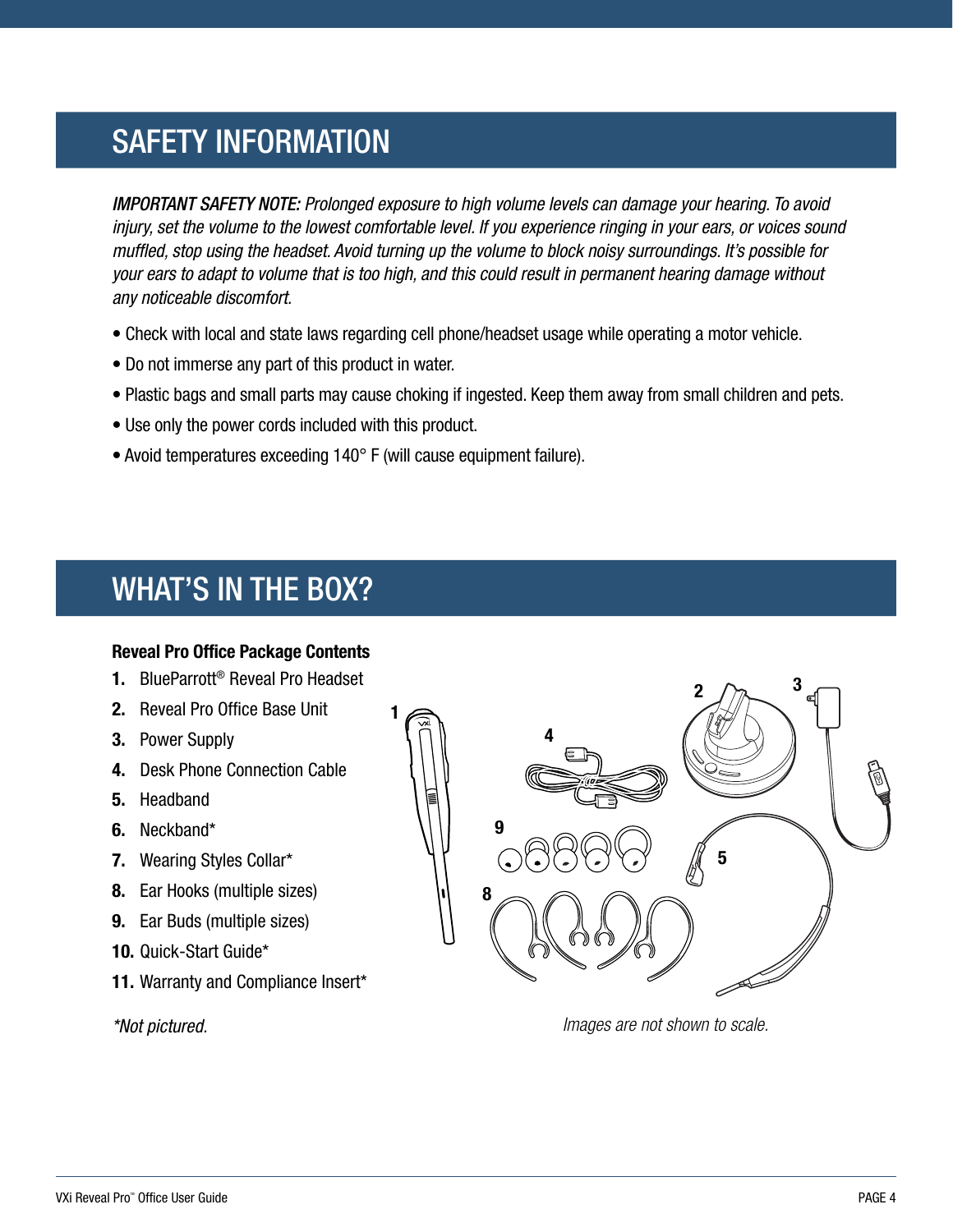## SAFETY INFORMATION

*IMPORTANT SAFETY NOTE: Prolonged exposure to high volume levels can damage your hearing. To avoid injury, set the volume to the lowest comfortable level. If you experience ringing in your ears, or voices sound muffled, stop using the headset. Avoid turning up the volume to block noisy surroundings. It's possible for your ears to adapt to volume that is too high, and this could result in permanent hearing damage without any noticeable discomfort.*

- Check with local and state laws regarding cell phone/headset usage while operating a motor vehicle.
- Do not immerse any part of this product in water.
- Plastic bags and small parts may cause choking if ingested. Keep them away from small children and pets.
- Use only the power cords included with this product.
- Avoid temperatures exceeding 140° F (will cause equipment failure).

## WHAT'S IN THE BOX?

**Reveal Pro Office Package Contents**

1. BlueParrott® Reveal Pro Headset
2. Reveal Pro Office Base Unit
3. Power Supply
4. Desk Phone Connection Cable
5. Headband
6. Neckband*
7. Wearing Styles Collar*
8. Ear Hooks (multiple sizes)
9. Ear Buds (multiple sizes)
10. Quick-Start Guide*
11. Warranty and Compliance Insert*

*Not pictured.

*Images are not shown to scale.*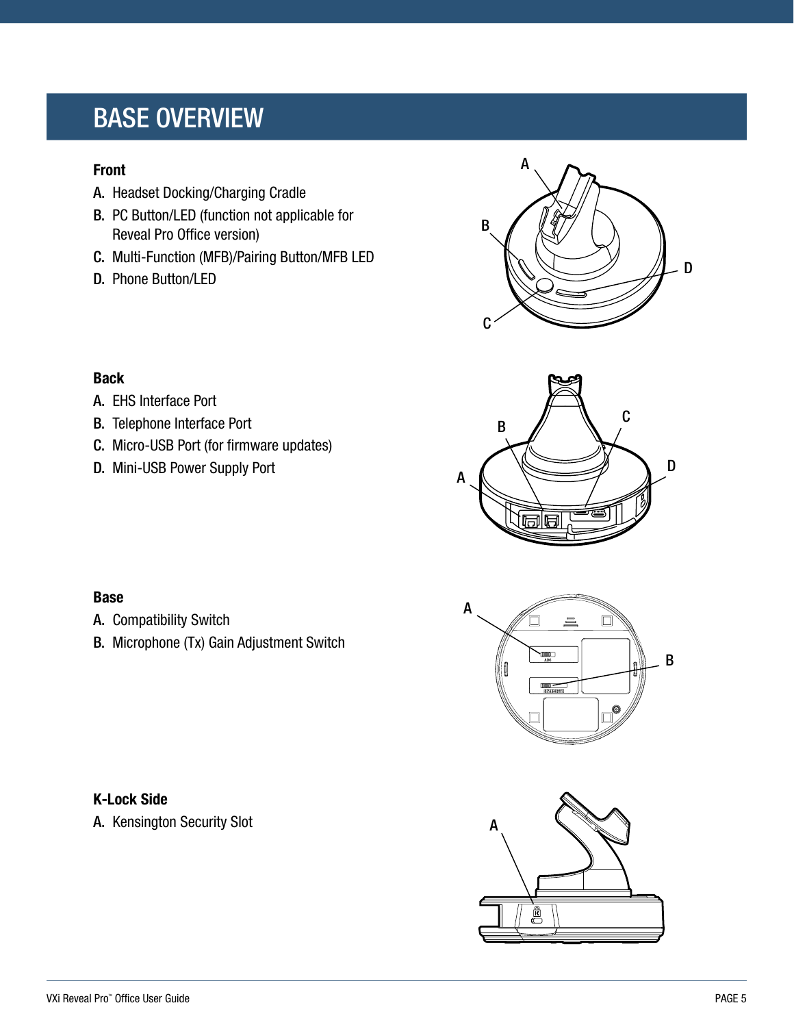# BASE OVERVIEW

**Front**

A. Headset Docking/Charging Cradle
B. PC Button/LED (function not applicable for Reveal Pro Office version)
C. Multi-Function (MFB)/Pairing Button/MFB LED
D. Phone Button/LED

**Back**

A. EHS Interface Port
B. Telephone Interface Port
C. Micro-USB Port (for firmware updates)
D. Mini-USB Power Supply Port

**Base**

A. Compatibility Switch
B. Microphone (Tx) Gain Adjustment Switch

**K-Lock Side**

A. Kensington Security Slot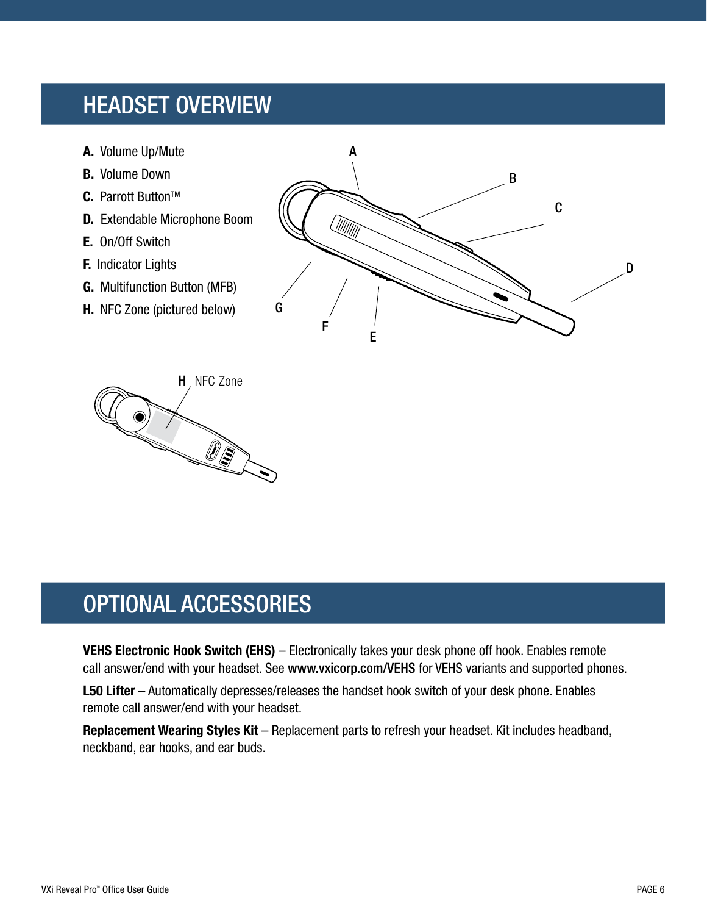## HEADSET OVERVIEW

**A.** Volume Up/Mute
**B.** Volume Down
**C.** Parrott Button™
**D.** Extendable Microphone Boom
**E.** On/Off Switch
**F.** Indicator Lights
**G.** Multifunction Button (MFB)
**H.** NFC Zone (pictured below)

## OPTIONAL ACCESSORIES

**VEHS Electronic Hook Switch (EHS)** – Electronically takes your desk phone off hook. Enables remote call answer/end with your headset. See **www.vxicorp.com/VEHS** for VEHS variants and supported phones.

**L50 Lifter** – Automatically depresses/releases the handset hook switch of your desk phone. Enables remote call answer/end with your headset.

**Replacement Wearing Styles Kit** – Replacement parts to refresh your headset. Kit includes headband, neckband, ear hooks, and ear buds.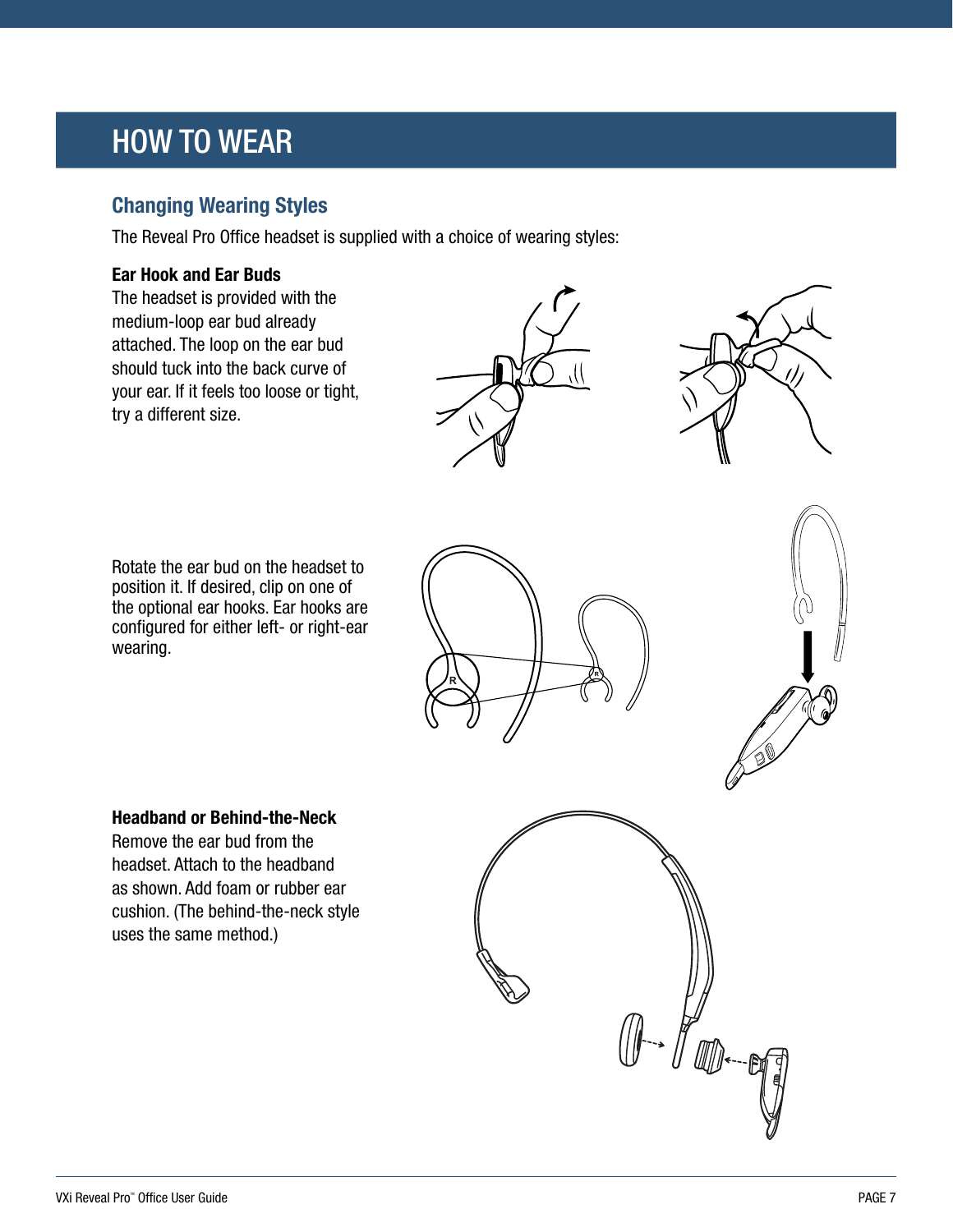# HOW TO WEAR

## Changing Wearing Styles

The Reveal Pro Office headset is supplied with a choice of wearing styles:

**Ear Hook and Ear Buds**
The headset is provided with the medium-loop ear bud already attached. The loop on the ear bud should tuck into the back curve of your ear. If it feels too loose or tight, try a different size.

Rotate the ear bud on the headset to position it. If desired, clip on one of the optional ear hooks. Ear hooks are configured for either left- or right-ear wearing.

**Headband or Behind-the-Neck**
Remove the ear bud from the headset. Attach to the headband as shown. Add foam or rubber ear cushion. (The behind-the-neck style uses the same method.)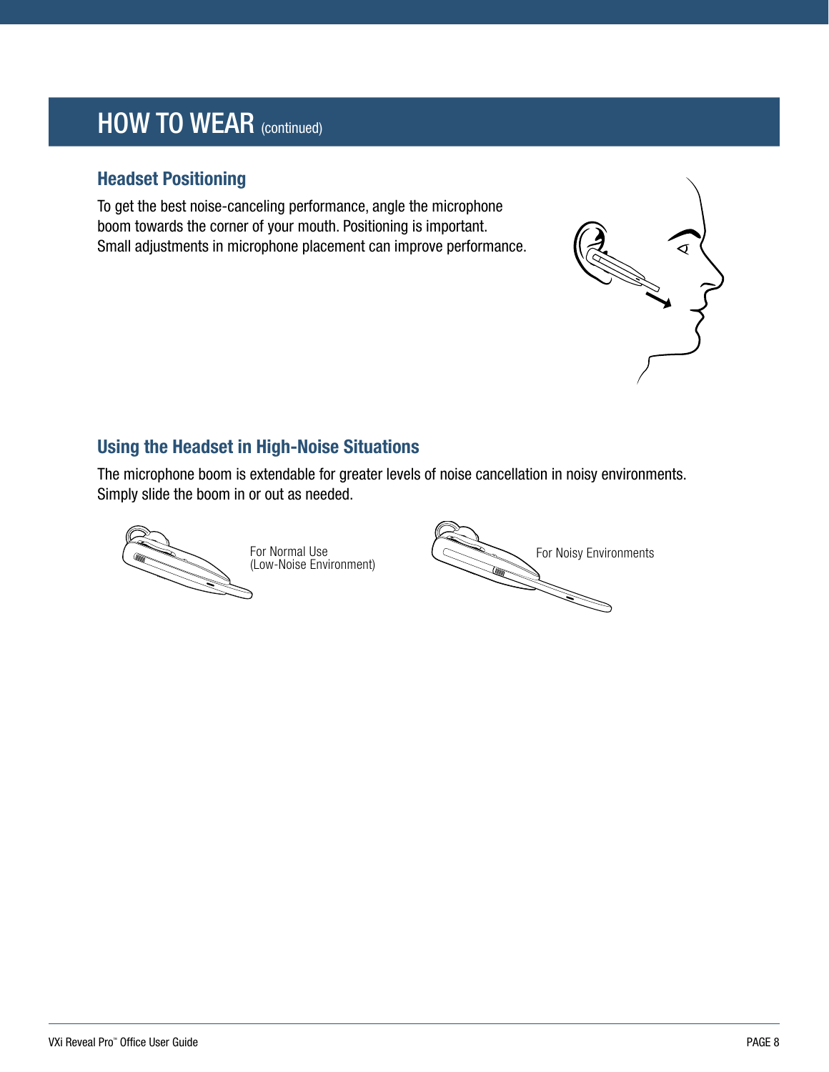# HOW TO WEAR (continued)

## Headset Positioning

To get the best noise-canceling performance, angle the microphone boom towards the corner of your mouth. Positioning is important. Small adjustments in microphone placement can improve performance.

## Using the Headset in High-Noise Situations

The microphone boom is extendable for greater levels of noise cancellation in noisy environments. Simply slide the boom in or out as needed.

For Normal Use
(Low-Noise Environment)

For Noisy Environments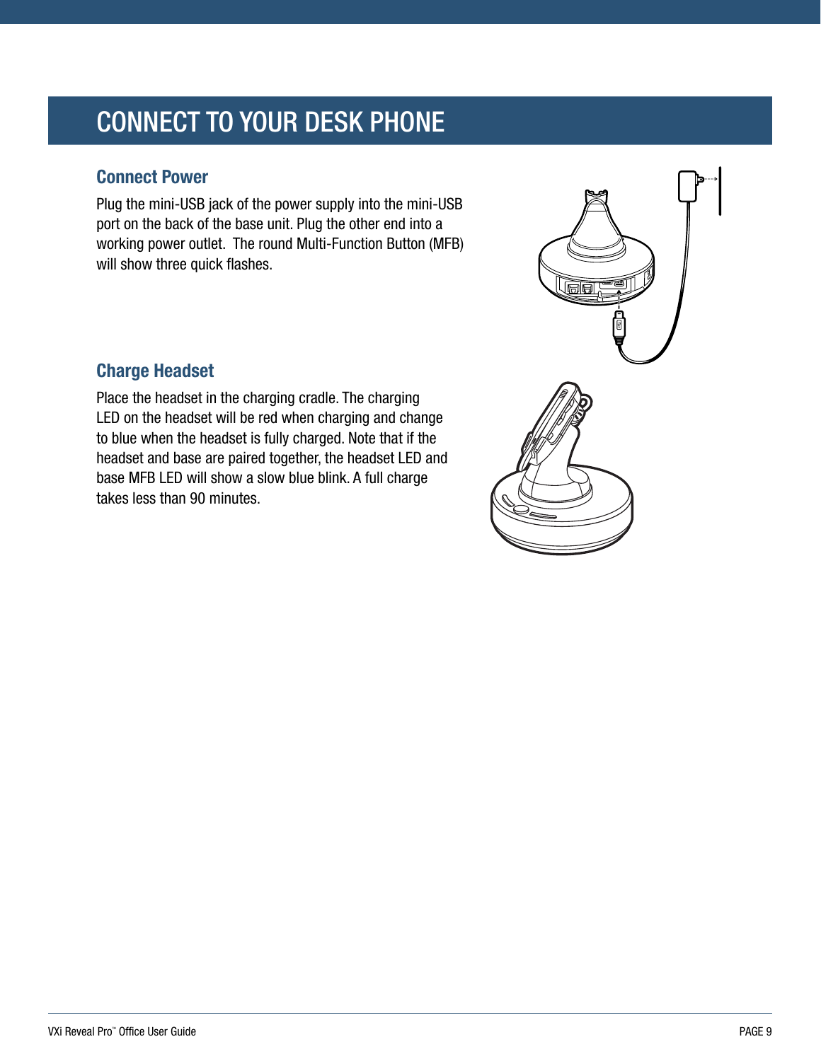# CONNECT TO YOUR DESK PHONE

## Connect Power

Plug the mini-USB jack of the power supply into the mini-USB port on the back of the base unit. Plug the other end into a working power outlet. The round Multi-Function Button (MFB) will show three quick flashes.

## Charge Headset

Place the headset in the charging cradle. The charging LED on the headset will be red when charging and change to blue when the headset is fully charged. Note that if the headset and base are paired together, the headset LED and base MFB LED will show a slow blue blink. A full charge takes less than 90 minutes.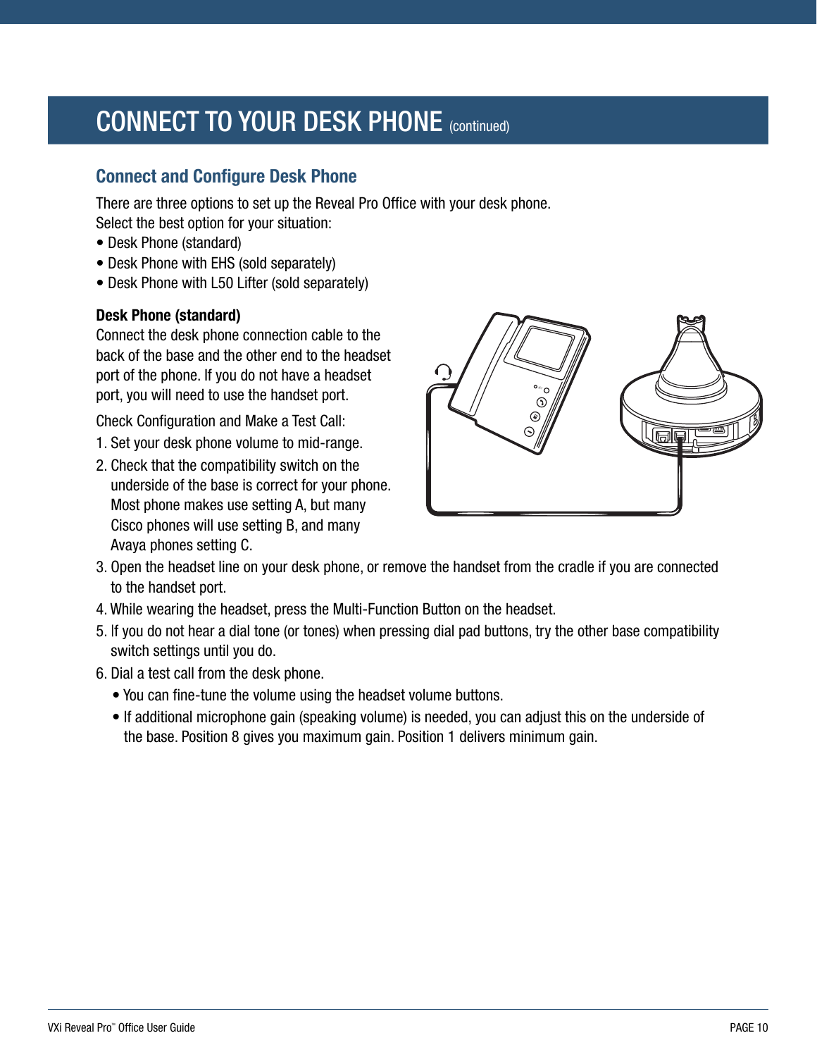# CONNECT TO YOUR DESK PHONE (continued)

## Connect and Configure Desk Phone

There are three options to set up the Reveal Pro Office with your desk phone.
Select the best option for your situation:

- Desk Phone (standard)
- Desk Phone with EHS (sold separately)
- Desk Phone with L50 Lifter (sold separately)

**Desk Phone (standard)**

Connect the desk phone connection cable to the back of the base and the other end to the headset port of the phone. If you do not have a headset port, you will need to use the handset port.

Check Configuration and Make a Test Call:

1. Set your desk phone volume to mid-range.
2. Check that the compatibility switch on the underside of the base is correct for your phone. Most phone makes use setting A, but many Cisco phones will use setting B, and many Avaya phones setting C.
3. Open the headset line on your desk phone, or remove the handset from the cradle if you are connected to the handset port.
4. While wearing the headset, press the Multi-Function Button on the headset.
5. If you do not hear a dial tone (or tones) when pressing dial pad buttons, try the other base compatibility switch settings until you do.
6. Dial a test call from the desk phone.
   - You can fine-tune the volume using the headset volume buttons.
   - If additional microphone gain (speaking volume) is needed, you can adjust this on the underside of the base. Position 8 gives you maximum gain. Position 1 delivers minimum gain.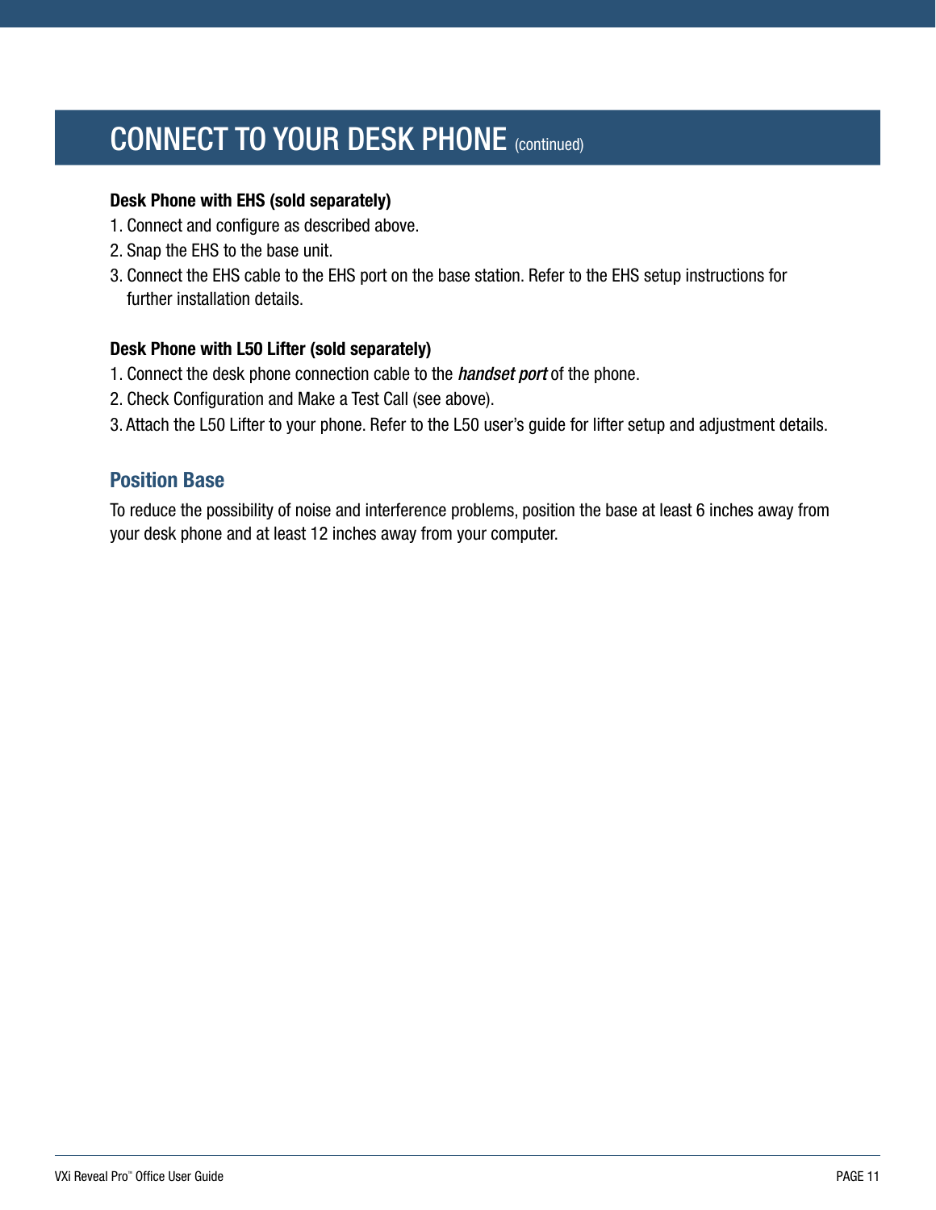# CONNECT TO YOUR DESK PHONE (continued)

**Desk Phone with EHS (sold separately)**

1. Connect and configure as described above.
2. Snap the EHS to the base unit.
3. Connect the EHS cable to the EHS port on the base station. Refer to the EHS setup instructions for further installation details.

**Desk Phone with L50 Lifter (sold separately)**

1. Connect the desk phone connection cable to the ***handset port*** of the phone.
2. Check Configuration and Make a Test Call (see above).
3. Attach the L50 Lifter to your phone. Refer to the L50 user's guide for lifter setup and adjustment details.

## Position Base

To reduce the possibility of noise and interference problems, position the base at least 6 inches away from your desk phone and at least 12 inches away from your computer.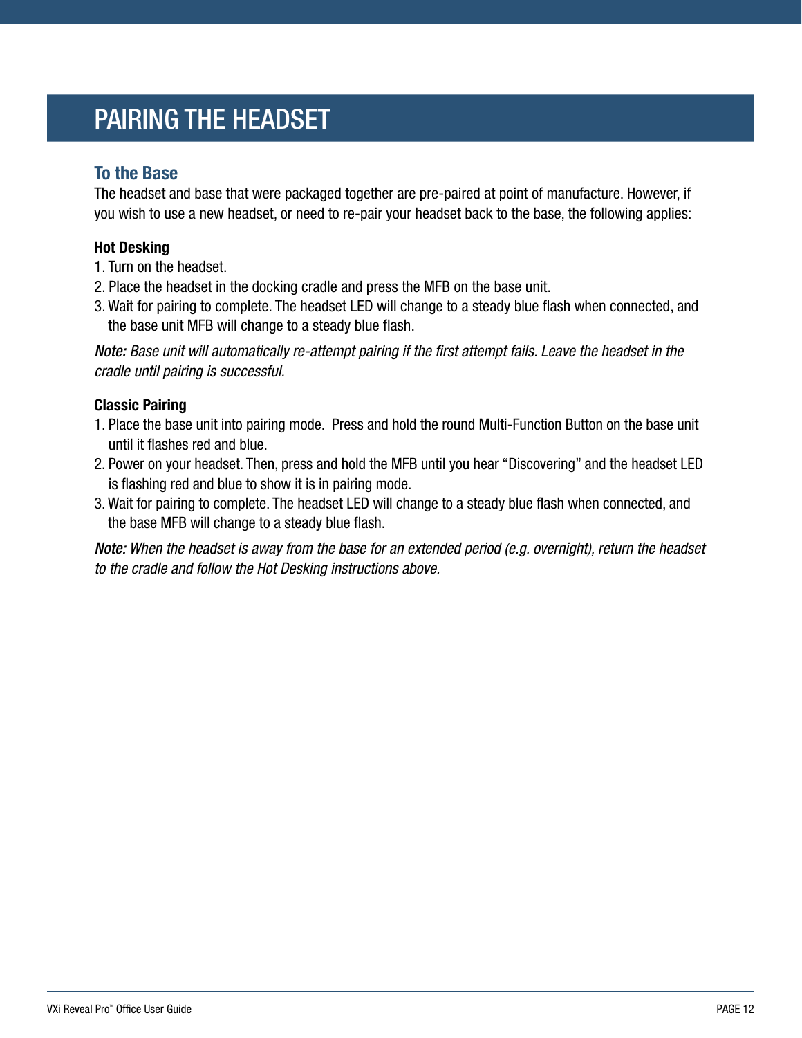# PAIRING THE HEADSET

## To the Base

The headset and base that were packaged together are pre-paired at point of manufacture. However, if you wish to use a new headset, or need to re-pair your headset back to the base, the following applies:

**Hot Desking**

1. Turn on the headset.
2. Place the headset in the docking cradle and press the MFB on the base unit.
3. Wait for pairing to complete. The headset LED will change to a steady blue flash when connected, and the base unit MFB will change to a steady blue flash.

***Note:*** *Base unit will automatically re-attempt pairing if the first attempt fails. Leave the headset in the cradle until pairing is successful.*

**Classic Pairing**

1. Place the base unit into pairing mode. Press and hold the round Multi-Function Button on the base unit until it flashes red and blue.
2. Power on your headset. Then, press and hold the MFB until you hear "Discovering" and the headset LED is flashing red and blue to show it is in pairing mode.
3. Wait for pairing to complete. The headset LED will change to a steady blue flash when connected, and the base MFB will change to a steady blue flash.

***Note:*** *When the headset is away from the base for an extended period (e.g. overnight), return the headset to the cradle and follow the Hot Desking instructions above.*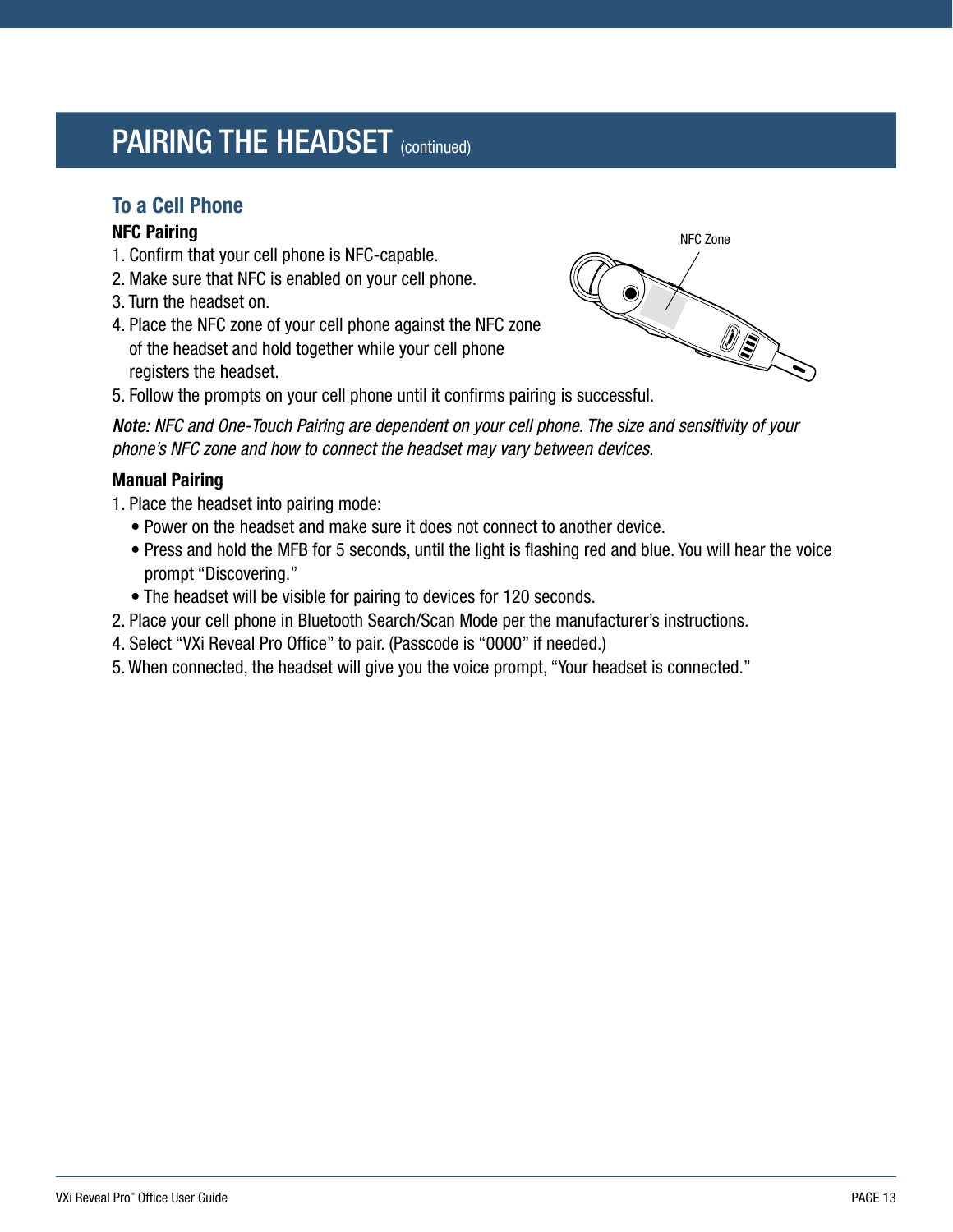# PAIRING THE HEADSET (continued)

## To a Cell Phone

**NFC Pairing**

1. Confirm that your cell phone is NFC-capable.
2. Make sure that NFC is enabled on your cell phone.
3. Turn the headset on.
4. Place the NFC zone of your cell phone against the NFC zone of the headset and hold together while your cell phone registers the headset.
5. Follow the prompts on your cell phone until it confirms pairing is successful.

NFC Zone

*Note: NFC and One-Touch Pairing are dependent on your cell phone. The size and sensitivity of your phone's NFC zone and how to connect the headset may vary between devices.*

**Manual Pairing**

1. Place the headset into pairing mode:
   - Power on the headset and make sure it does not connect to another device.
   - Press and hold the MFB for 5 seconds, until the light is flashing red and blue. You will hear the voice prompt "Discovering."
   - The headset will be visible for pairing to devices for 120 seconds.
2. Place your cell phone in Bluetooth Search/Scan Mode per the manufacturer's instructions.
4. Select "VXi Reveal Pro Office" to pair. (Passcode is "0000" if needed.)
5. When connected, the headset will give you the voice prompt, "Your headset is connected."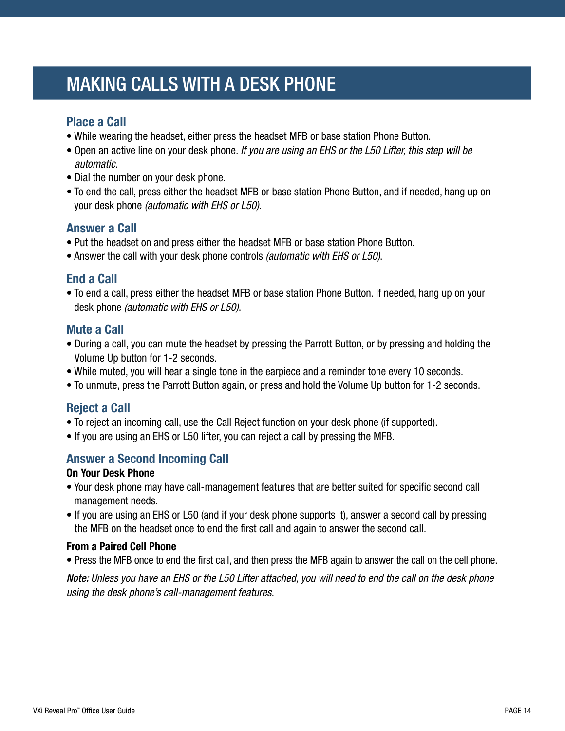# MAKING CALLS WITH A DESK PHONE

## Place a Call

- While wearing the headset, either press the headset MFB or base station Phone Button.
- Open an active line on your desk phone. *If you are using an EHS or the L50 Lifter, this step will be automatic.*
- Dial the number on your desk phone.
- To end the call, press either the headset MFB or base station Phone Button, and if needed, hang up on your desk phone *(automatic with EHS or L50)*.

## Answer a Call

- Put the headset on and press either the headset MFB or base station Phone Button.
- Answer the call with your desk phone controls *(automatic with EHS or L50)*.

## End a Call

- To end a call, press either the headset MFB or base station Phone Button. If needed, hang up on your desk phone *(automatic with EHS or L50)*.

## Mute a Call

- During a call, you can mute the headset by pressing the Parrott Button, or by pressing and holding the Volume Up button for 1-2 seconds.
- While muted, you will hear a single tone in the earpiece and a reminder tone every 10 seconds.
- To unmute, press the Parrott Button again, or press and hold the Volume Up button for 1-2 seconds.

## Reject a Call

- To reject an incoming call, use the Call Reject function on your desk phone (if supported).
- If you are using an EHS or L50 lifter, you can reject a call by pressing the MFB.

## Answer a Second Incoming Call

**On Your Desk Phone**

- Your desk phone may have call-management features that are better suited for specific second call management needs.
- If you are using an EHS or L50 (and if your desk phone supports it), answer a second call by pressing the MFB on the headset once to end the first call and again to answer the second call.

**From a Paired Cell Phone**

- Press the MFB once to end the first call, and then press the MFB again to answer the call on the cell phone.

***Note:*** *Unless you have an EHS or the L50 Lifter attached, you will need to end the call on the desk phone using the desk phone's call-management features.*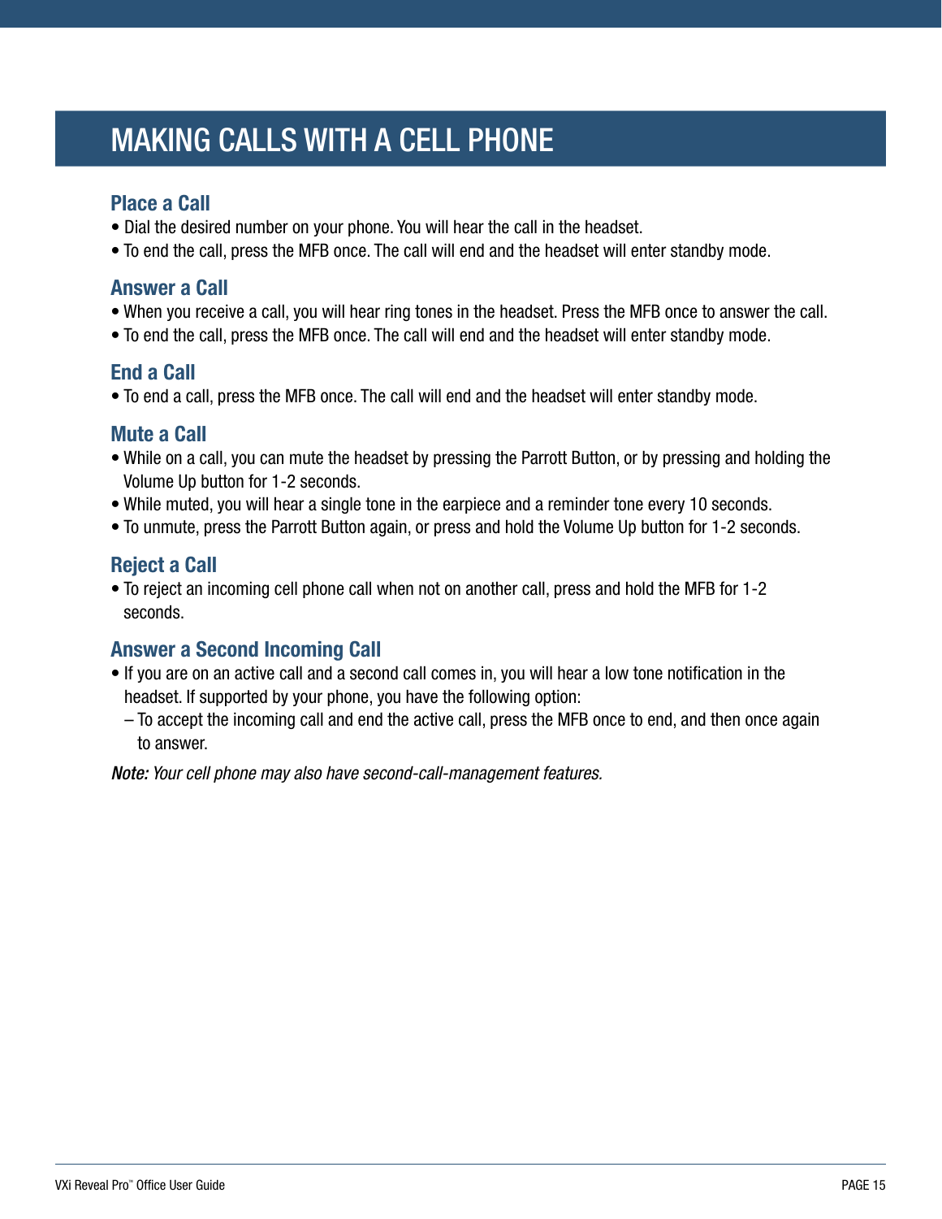# MAKING CALLS WITH A CELL PHONE

## Place a Call

- Dial the desired number on your phone. You will hear the call in the headset.
- To end the call, press the MFB once. The call will end and the headset will enter standby mode.

## Answer a Call

- When you receive a call, you will hear ring tones in the headset. Press the MFB once to answer the call.
- To end the call, press the MFB once. The call will end and the headset will enter standby mode.

## End a Call

- To end a call, press the MFB once. The call will end and the headset will enter standby mode.

## Mute a Call

- While on a call, you can mute the headset by pressing the Parrott Button, or by pressing and holding the Volume Up button for 1-2 seconds.
- While muted, you will hear a single tone in the earpiece and a reminder tone every 10 seconds.
- To unmute, press the Parrott Button again, or press and hold the Volume Up button for 1-2 seconds.

## Reject a Call

- To reject an incoming cell phone call when not on another call, press and hold the MFB for 1-2 seconds.

## Answer a Second Incoming Call

- If you are on an active call and a second call comes in, you will hear a low tone notification in the headset. If supported by your phone, you have the following option:
  - To accept the incoming call and end the active call, press the MFB once to end, and then once again to answer.

***Note:*** *Your cell phone may also have second-call-management features.*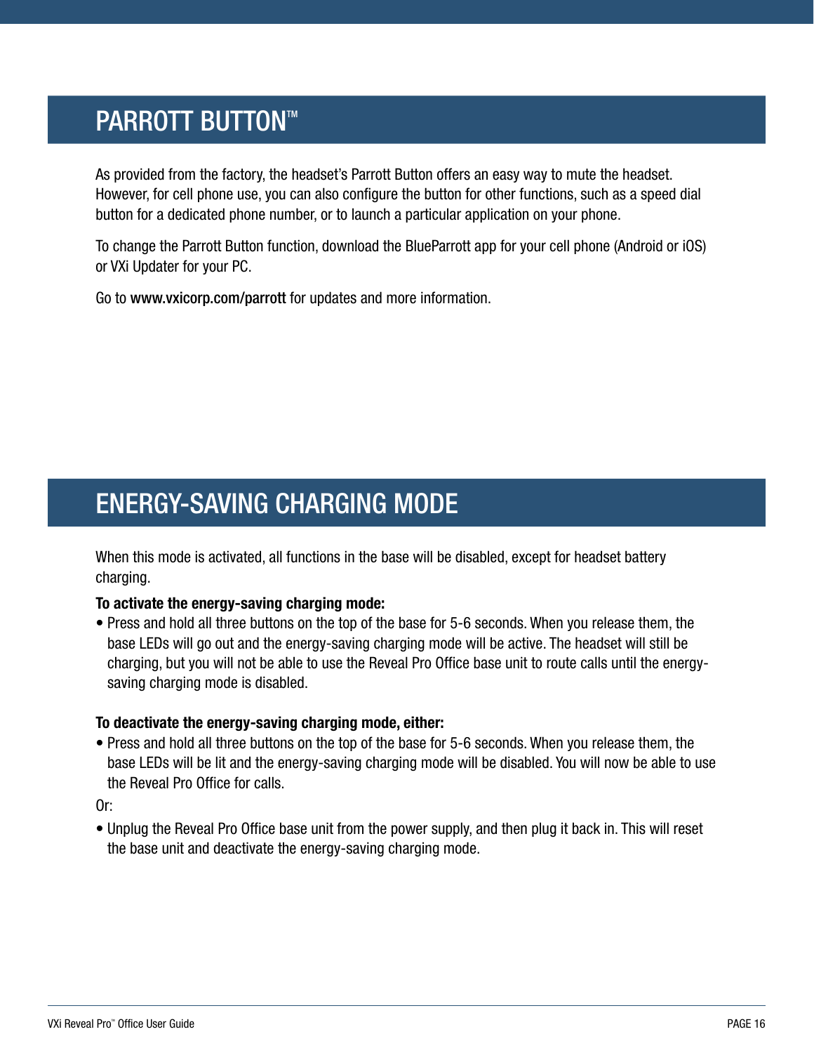# PARROTT BUTTON™

As provided from the factory, the headset's Parrott Button offers an easy way to mute the headset. However, for cell phone use, you can also configure the button for other functions, such as a speed dial button for a dedicated phone number, or to launch a particular application on your phone.

To change the Parrott Button function, download the BlueParrott app for your cell phone (Android or iOS) or VXi Updater for your PC.

Go to **www.vxicorp.com/parrott** for updates and more information.

# ENERGY-SAVING CHARGING MODE

When this mode is activated, all functions in the base will be disabled, except for headset battery charging.

**To activate the energy-saving charging mode:**

- Press and hold all three buttons on the top of the base for 5-6 seconds. When you release them, the base LEDs will go out and the energy-saving charging mode will be active. The headset will still be charging, but you will not be able to use the Reveal Pro Office base unit to route calls until the energy-saving charging mode is disabled.

**To deactivate the energy-saving charging mode, either:**

- Press and hold all three buttons on the top of the base for 5-6 seconds. When you release them, the base LEDs will be lit and the energy-saving charging mode will be disabled. You will now be able to use the Reveal Pro Office for calls.

Or:

- Unplug the Reveal Pro Office base unit from the power supply, and then plug it back in. This will reset the base unit and deactivate the energy-saving charging mode.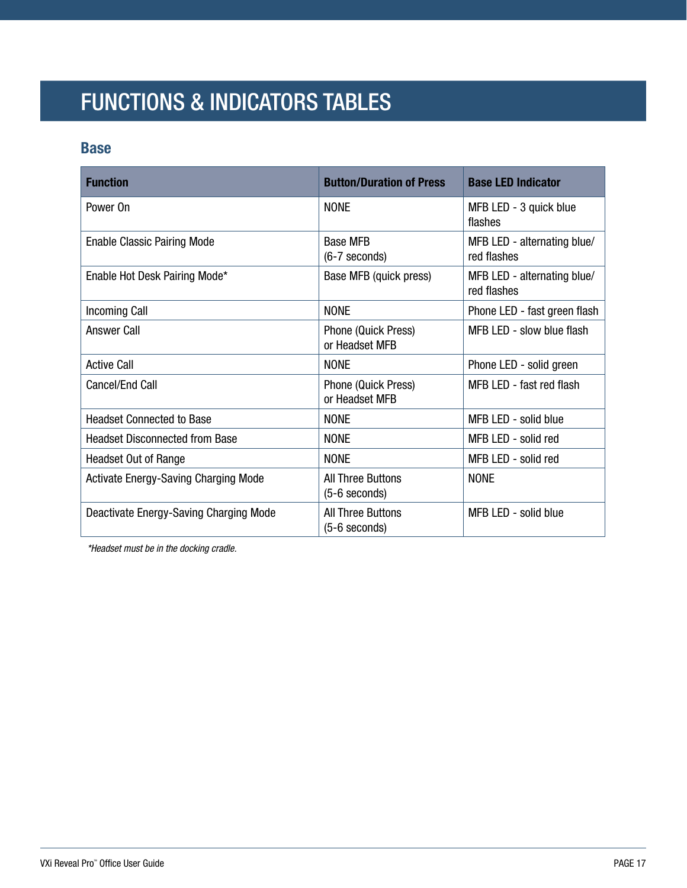# FUNCTIONS & INDICATORS TABLES

## Base

| Function | Button/Duration of Press | Base LED Indicator |
|---|---|---|
| Power On | NONE | MFB LED - 3 quick blue flashes |
| Enable Classic Pairing Mode | Base MFB (6-7 seconds) | MFB LED - alternating blue/ red flashes |
| Enable Hot Desk Pairing Mode* | Base MFB (quick press) | MFB LED - alternating blue/ red flashes |
| Incoming Call | NONE | Phone LED - fast green flash |
| Answer Call | Phone (Quick Press) or Headset MFB | MFB LED - slow blue flash |
| Active Call | NONE | Phone LED - solid green |
| Cancel/End Call | Phone (Quick Press) or Headset MFB | MFB LED - fast red flash |
| Headset Connected to Base | NONE | MFB LED - solid blue |
| Headset Disconnected from Base | NONE | MFB LED - solid red |
| Headset Out of Range | NONE | MFB LED - solid red |
| Activate Energy-Saving Charging Mode | All Three Buttons (5-6 seconds) | NONE |
| Deactivate Energy-Saving Charging Mode | All Three Buttons (5-6 seconds) | MFB LED - solid blue |

*\*Headset must be in the docking cradle.*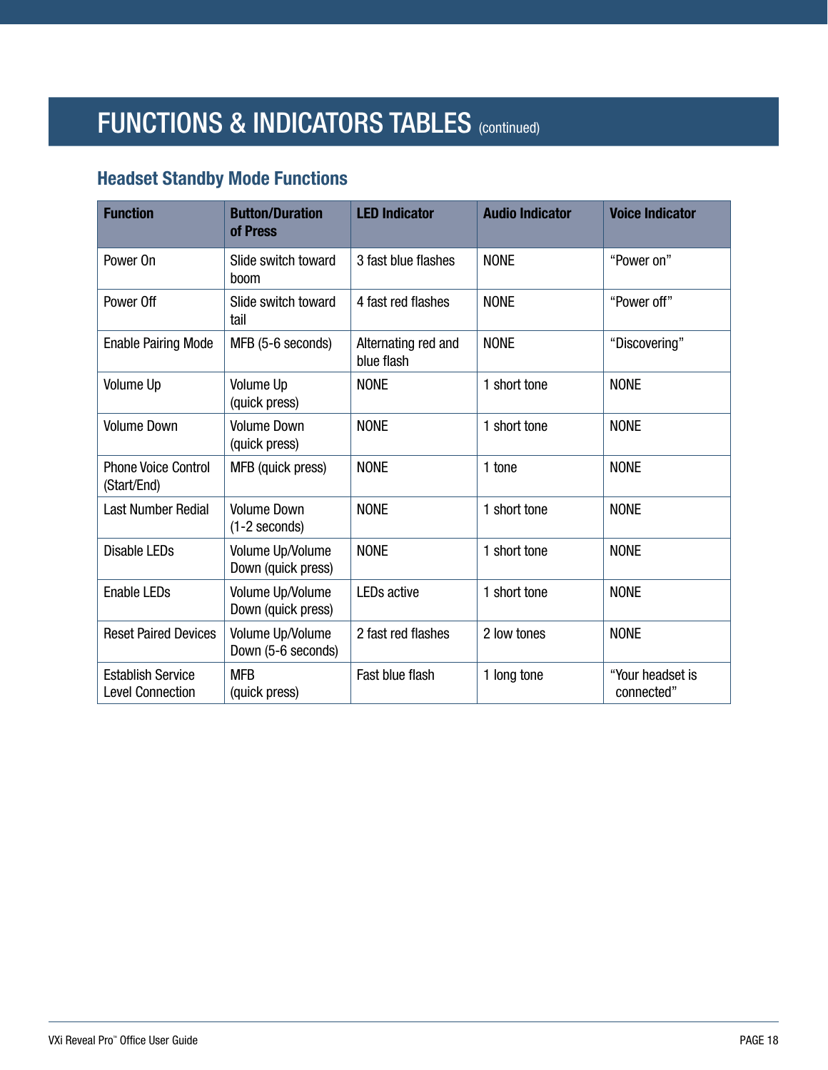# FUNCTIONS & INDICATORS TABLES (continued)

## Headset Standby Mode Functions

| Function | Button/Duration of Press | LED Indicator | Audio Indicator | Voice Indicator |
|---|---|---|---|---|
| Power On | Slide switch toward boom | 3 fast blue flashes | NONE | "Power on" |
| Power Off | Slide switch toward tail | 4 fast red flashes | NONE | "Power off" |
| Enable Pairing Mode | MFB (5-6 seconds) | Alternating red and blue flash | NONE | "Discovering" |
| Volume Up | Volume Up (quick press) | NONE | 1 short tone | NONE |
| Volume Down | Volume Down (quick press) | NONE | 1 short tone | NONE |
| Phone Voice Control (Start/End) | MFB (quick press) | NONE | 1 tone | NONE |
| Last Number Redial | Volume Down (1-2 seconds) | NONE | 1 short tone | NONE |
| Disable LEDs | Volume Up/Volume Down (quick press) | NONE | 1 short tone | NONE |
| Enable LEDs | Volume Up/Volume Down (quick press) | LEDs active | 1 short tone | NONE |
| Reset Paired Devices | Volume Up/Volume Down (5-6 seconds) | 2 fast red flashes | 2 low tones | NONE |
| Establish Service Level Connection | MFB (quick press) | Fast blue flash | 1 long tone | "Your headset is connected" |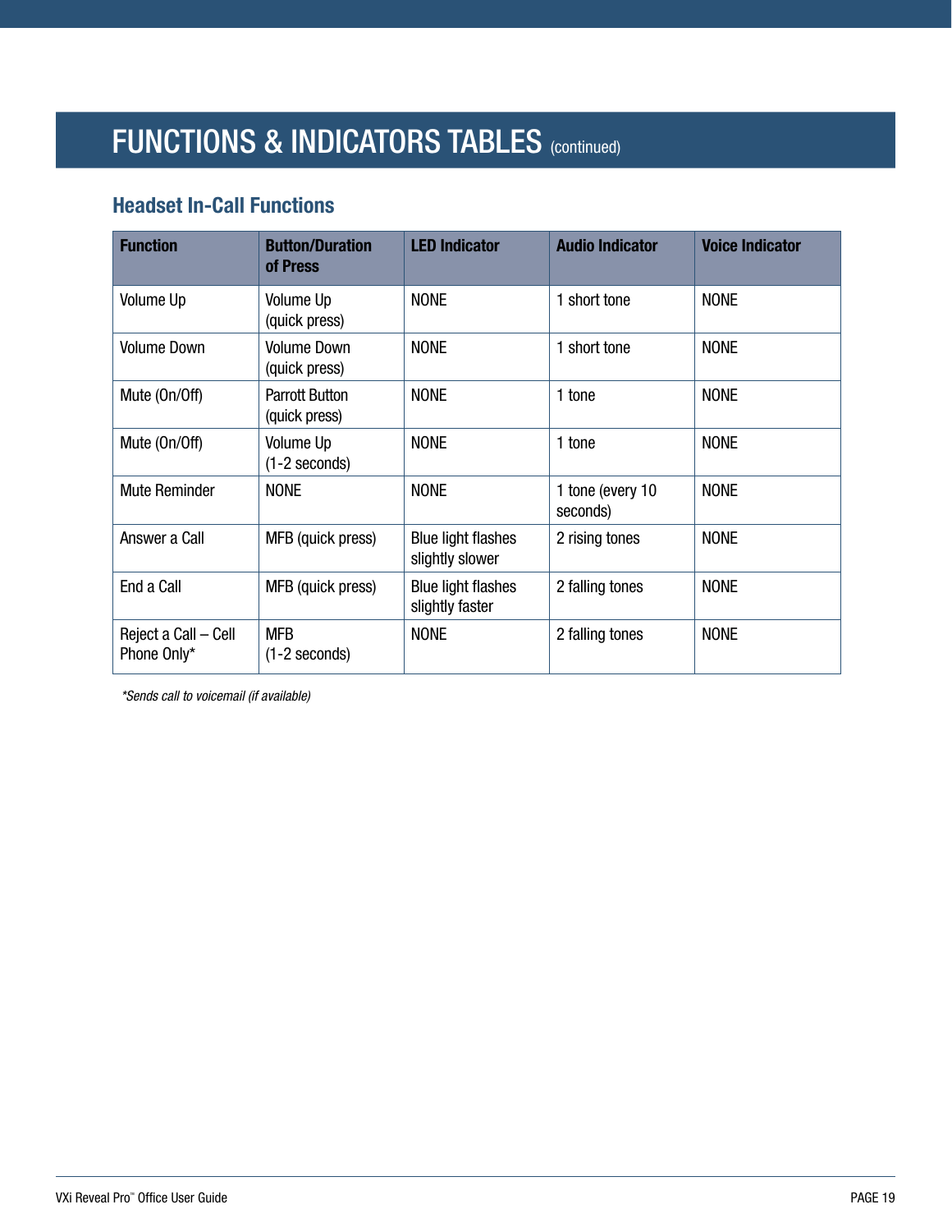# FUNCTIONS & INDICATORS TABLES (continued)

## Headset In-Call Functions

| Function | Button/Duration of Press | LED Indicator | Audio Indicator | Voice Indicator |
|---|---|---|---|---|
| Volume Up | Volume Up (quick press) | NONE | 1 short tone | NONE |
| Volume Down | Volume Down (quick press) | NONE | 1 short tone | NONE |
| Mute (On/Off) | Parrott Button (quick press) | NONE | 1 tone | NONE |
| Mute (On/Off) | Volume Up (1-2 seconds) | NONE | 1 tone | NONE |
| Mute Reminder | NONE | NONE | 1 tone (every 10 seconds) | NONE |
| Answer a Call | MFB (quick press) | Blue light flashes slightly slower | 2 rising tones | NONE |
| End a Call | MFB (quick press) | Blue light flashes slightly faster | 2 falling tones | NONE |
| Reject a Call – Cell Phone Only* | MFB (1-2 seconds) | NONE | 2 falling tones | NONE |

*\*Sends call to voicemail (if available)*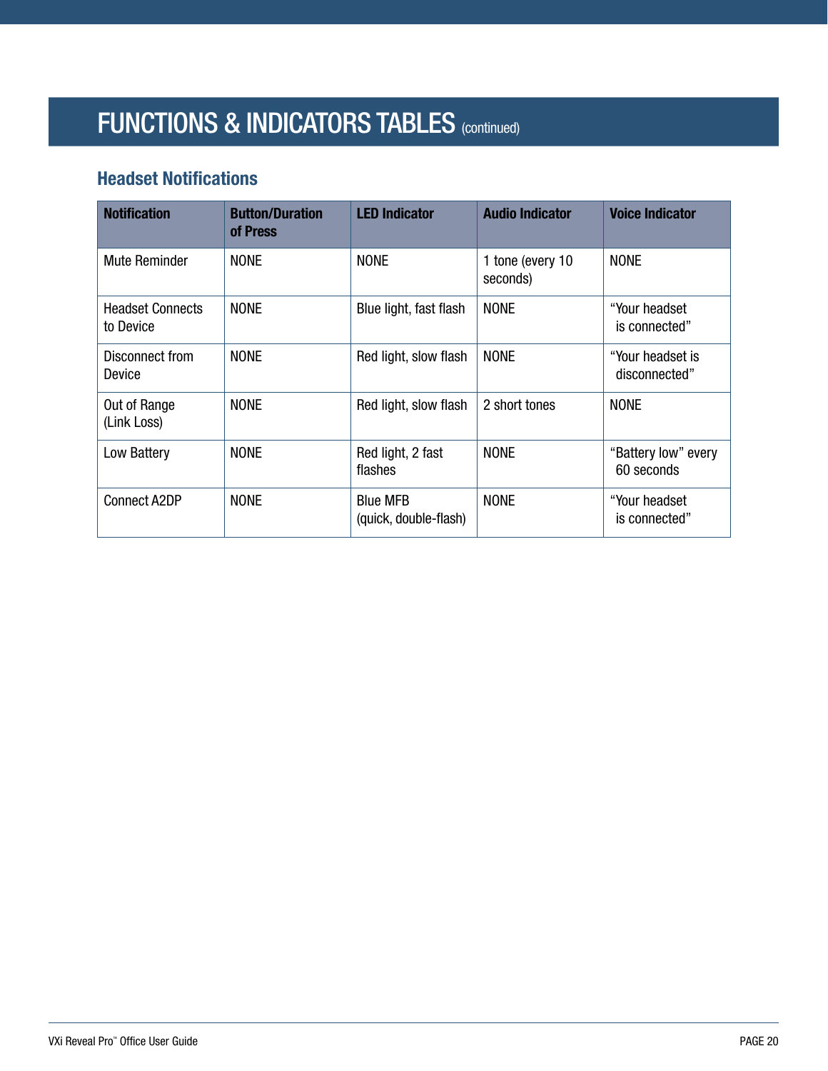# FUNCTIONS & INDICATORS TABLES (continued)

## Headset Notifications

| Notification | Button/Duration of Press | LED Indicator | Audio Indicator | Voice Indicator |
| --- | --- | --- | --- | --- |
| Mute Reminder | NONE | NONE | 1 tone (every 10 seconds) | NONE |
| Headset Connects to Device | NONE | Blue light, fast flash | NONE | "Your headset is connected" |
| Disconnect from Device | NONE | Red light, slow flash | NONE | "Your headset is disconnected" |
| Out of Range (Link Loss) | NONE | Red light, slow flash | 2 short tones | NONE |
| Low Battery | NONE | Red light, 2 fast flashes | NONE | "Battery low" every 60 seconds |
| Connect A2DP | NONE | Blue MFB (quick, double-flash) | NONE | "Your headset is connected" |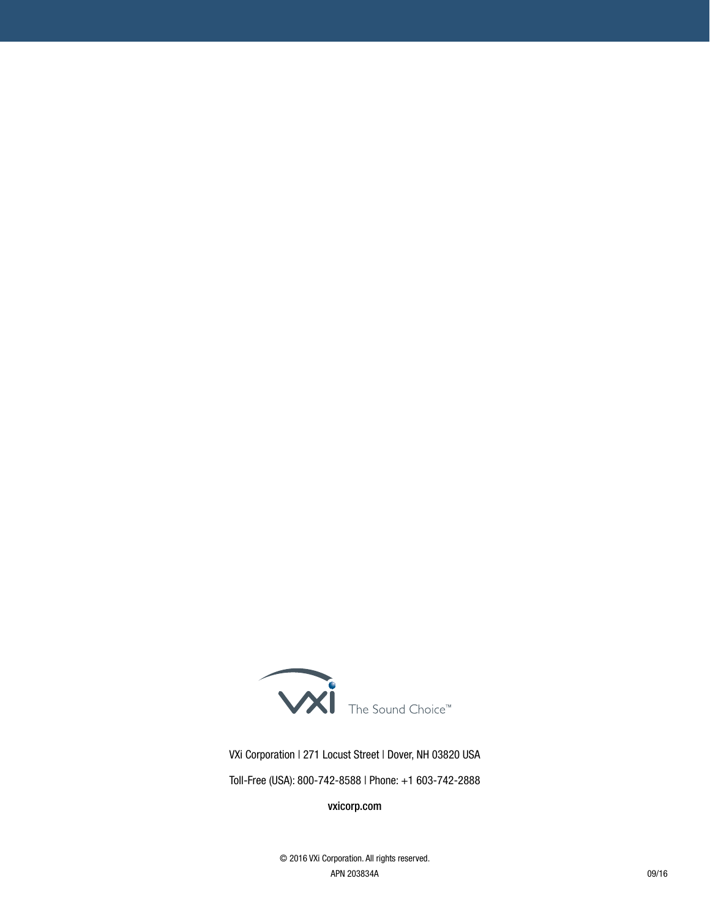The Sound Choice™

VXi Corporation | 271 Locust Street | Dover, NH 03820 USA

Toll-Free (USA): 800-742-8588 | Phone: +1 603-742-2888

vxicorp.com

© 2016 VXi Corporation. All rights reserved.

APN 203834A

09/16